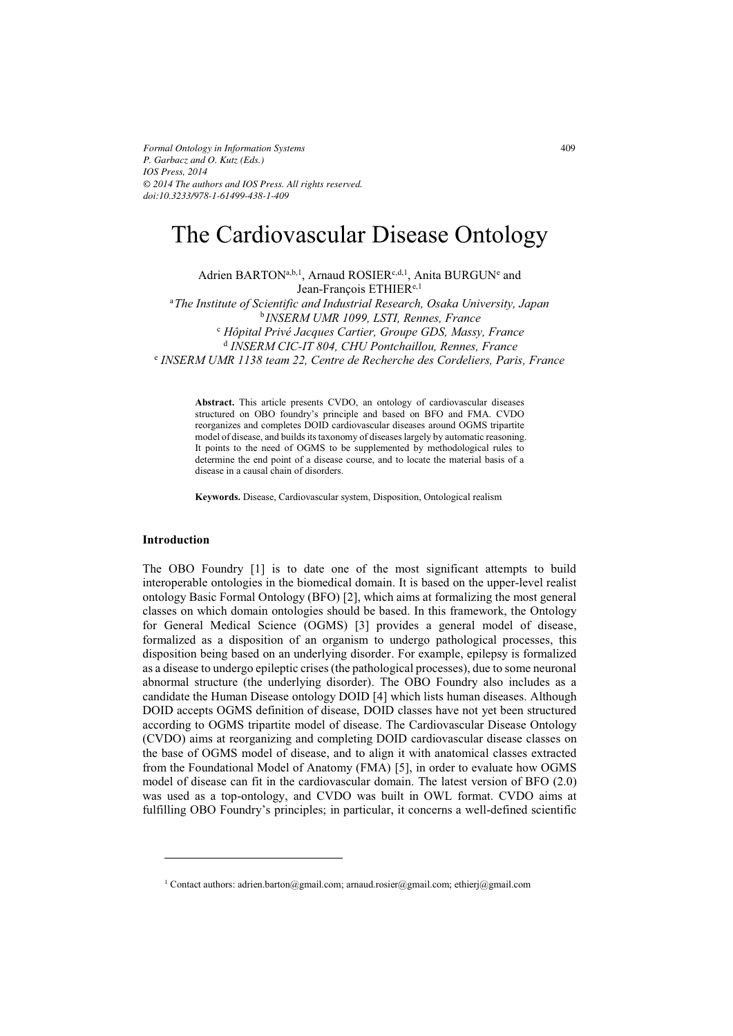# The Cardiovascular Disease Ontology

Adrien BARTON[a,b,1], Arnaud ROSIER[c,d,1], Anita BURGUN[e] and Jean-François ETHIER[e,1]

[a] *The Institute of Scientific and Industrial Research, Osaka University, Japan*
[b] *INSERM UMR 1099, LSTI, Rennes, France*
[c] *Hôpital Privé Jacques Cartier, Groupe GDS, Massy, France*
[d] *INSERM CIC-IT 804, CHU Pontchaillou, Rennes, France*
[e] *INSERM UMR 1138 team 22, Centre de Recherche des Cordeliers, Paris, France*

**Abstract.** This article presents CVDO, an ontology of cardiovascular diseases structured on OBO foundry's principle and based on BFO and FMA. CVDO reorganizes and completes DOID cardiovascular diseases around OGMS tripartite model of disease, and builds its taxonomy of diseases largely by automatic reasoning. It points to the need of OGMS to be supplemented by methodological rules to determine the end point of a disease course, and to locate the material basis of a disease in a causal chain of disorders.

**Keywords.** Disease, Cardiovascular system, Disposition, Ontological realism

## Introduction

The OBO Foundry [1] is to date one of the most significant attempts to build interoperable ontologies in the biomedical domain. It is based on the upper-level realist ontology Basic Formal Ontology (BFO) [2], which aims at formalizing the most general classes on which domain ontologies should be based. In this framework, the Ontology for General Medical Science (OGMS) [3] provides a general model of disease, formalized as a disposition of an organism to undergo pathological processes, this disposition being based on an underlying disorder. For example, epilepsy is formalized as a disease to undergo epileptic crises (the pathological processes), due to some neuronal abnormal structure (the underlying disorder). The OBO Foundry also includes as a candidate the Human Disease ontology DOID [4] which lists human diseases. Although DOID accepts OGMS definition of disease, DOID classes have not yet been structured according to OGMS tripartite model of disease. The Cardiovascular Disease Ontology (CVDO) aims at reorganizing and completing DOID cardiovascular disease classes on the base of OGMS model of disease, and to align it with anatomical classes extracted from the Foundational Model of Anatomy (FMA) [5], in order to evaluate how OGMS model of disease can fit in the cardiovascular domain. The latest version of BFO (2.0) was used as a top-ontology, and CVDO was built in OWL format. CVDO aims at fulfilling OBO Foundry's principles; in particular, it concerns a well-defined scientific

[1] Contact authors: adrien.barton@gmail.com; arnaud.rosier@gmail.com; ethierj@gmail.com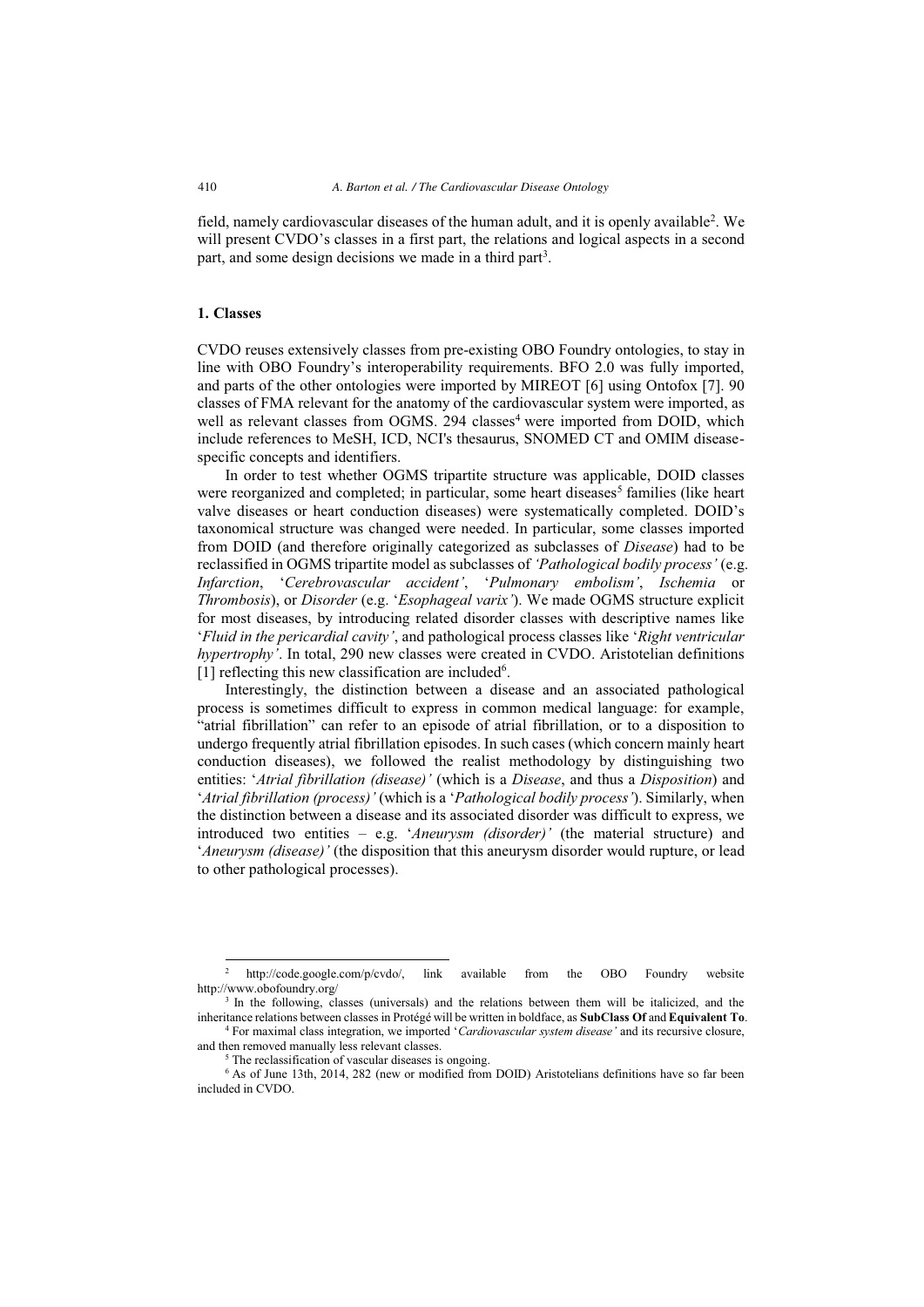field, namely cardiovascular diseases of the human adult, and it is openly available[2]. We will present CVDO's classes in a first part, the relations and logical aspects in a second part, and some design decisions we made in a third part[3].

## 1. Classes

CVDO reuses extensively classes from pre-existing OBO Foundry ontologies, to stay in line with OBO Foundry's interoperability requirements. BFO 2.0 was fully imported, and parts of the other ontologies were imported by MIREOT [6] using Ontofox [7]. 90 classes of FMA relevant for the anatomy of the cardiovascular system were imported, as well as relevant classes from OGMS. 294 classes[4] were imported from DOID, which include references to MeSH, ICD, NCI's thesaurus, SNOMED CT and OMIM disease-specific concepts and identifiers.

In order to test whether OGMS tripartite structure was applicable, DOID classes were reorganized and completed; in particular, some heart diseases[5] families (like heart valve diseases or heart conduction diseases) were systematically completed. DOID's taxonomical structure was changed were needed. In particular, some classes imported from DOID (and therefore originally categorized as subclasses of *Disease*) had to be reclassified in OGMS tripartite model as subclasses of *'Pathological bodily process'* (e.g. *Infarction*, '*Cerebrovascular accident'*, '*Pulmonary embolism'*, *Ischemia* or *Thrombosis*), or *Disorder* (e.g. '*Esophageal varix'*). We made OGMS structure explicit for most diseases, by introducing related disorder classes with descriptive names like '*Fluid in the pericardial cavity'*, and pathological process classes like '*Right ventricular hypertrophy'*. In total, 290 new classes were created in CVDO. Aristotelian definitions [1] reflecting this new classification are included[6].

Interestingly, the distinction between a disease and an associated pathological process is sometimes difficult to express in common medical language: for example, "atrial fibrillation" can refer to an episode of atrial fibrillation, or to a disposition to undergo frequently atrial fibrillation episodes. In such cases (which concern mainly heart conduction diseases), we followed the realist methodology by distinguishing two entities: '*Atrial fibrillation (disease)'* (which is a *Disease*, and thus a *Disposition*) and '*Atrial fibrillation (process)'* (which is a '*Pathological bodily process'*). Similarly, when the distinction between a disease and its associated disorder was difficult to express, we introduced two entities – e.g. '*Aneurysm (disorder)'* (the material structure) and '*Aneurysm (disease)'* (the disposition that this aneurysm disorder would rupture, or lead to other pathological processes).

---

[2] http://code.google.com/p/cvdo/, link available from the OBO Foundry website http://www.obofoundry.org/

[3] In the following, classes (universals) and the relations between them will be italicized, and the inheritance relations between classes in Protégé will be written in boldface, as **SubClass Of** and **Equivalent To**.

[4] For maximal class integration, we imported '*Cardiovascular system disease'* and its recursive closure, and then removed manually less relevant classes.

[5] The reclassification of vascular diseases is ongoing.

[6] As of June 13th, 2014, 282 (new or modified from DOID) Aristotelians definitions have so far been included in CVDO.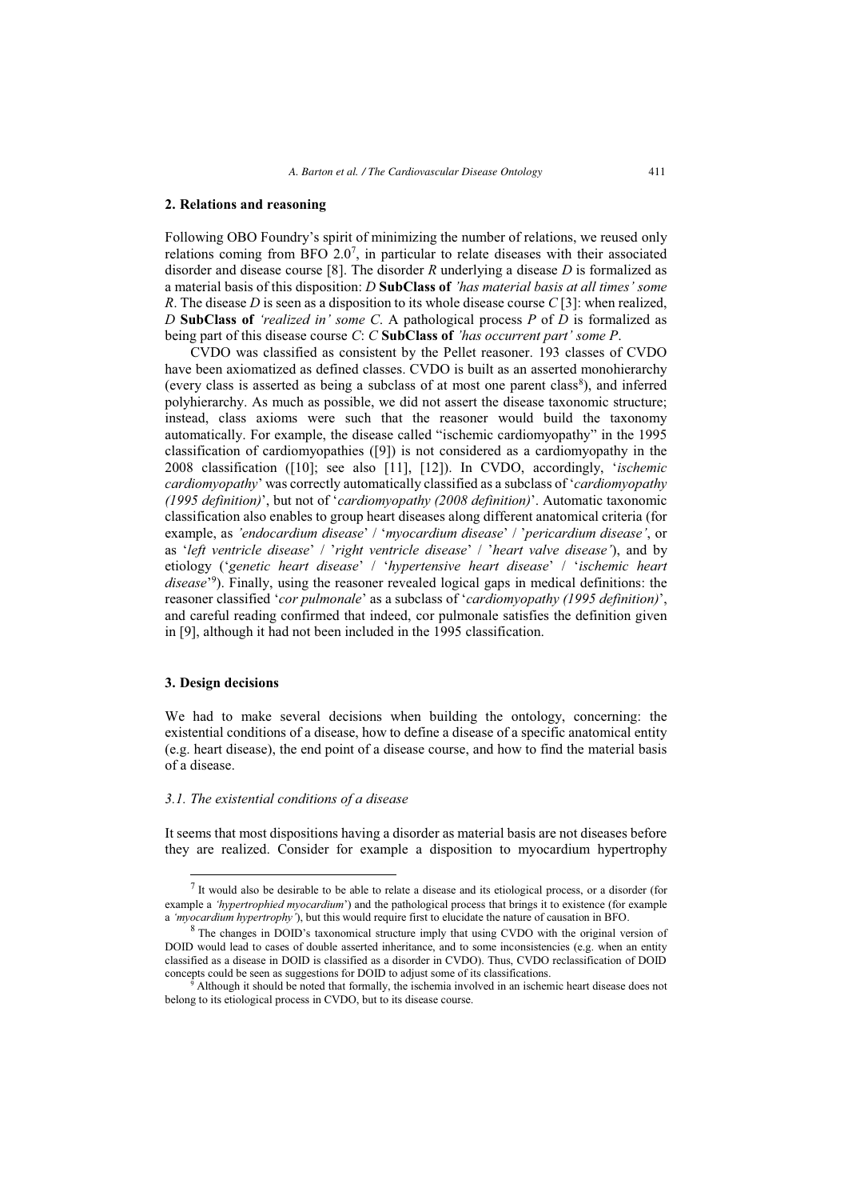## 2. Relations and reasoning

Following OBO Foundry's spirit of minimizing the number of relations, we reused only relations coming from BFO 2.0[7], in particular to relate diseases with their associated disorder and disease course [8]. The disorder *R* underlying a disease *D* is formalized as a material basis of this disposition: *D* **SubClass of** *'has material basis at all times' some R*. The disease *D* is seen as a disposition to its whole disease course *C* [3]: when realized, *D* **SubClass of** *'realized in' some C*. A pathological process *P* of *D* is formalized as being part of this disease course *C*: *C* **SubClass of** *'has occurrent part' some P*.

CVDO was classified as consistent by the Pellet reasoner. 193 classes of CVDO have been axiomatized as defined classes. CVDO is built as an asserted monohierarchy (every class is asserted as being a subclass of at most one parent class[8]), and inferred polyhierarchy. As much as possible, we did not assert the disease taxonomic structure; instead, class axioms were such that the reasoner would build the taxonomy automatically. For example, the disease called "ischemic cardiomyopathy" in the 1995 classification of cardiomyopathies ([9]) is not considered as a cardiomyopathy in the 2008 classification ([10]; see also [11], [12]). In CVDO, accordingly, '*ischemic cardiomyopathy*' was correctly automatically classified as a subclass of '*cardiomyopathy (1995 definition)*', but not of '*cardiomyopathy (2008 definition)*'. Automatic taxonomic classification also enables to group heart diseases along different anatomical criteria (for example, as *'endocardium disease*' / '*myocardium disease*' / '*pericardium disease'*, or as '*left ventricle disease*' / '*right ventricle disease*' / '*heart valve disease'*), and by etiology ('*genetic heart disease*' / '*hypertensive heart disease*' / '*ischemic heart disease*'[9]). Finally, using the reasoner revealed logical gaps in medical definitions: the reasoner classified '*cor pulmonale*' as a subclass of '*cardiomyopathy (1995 definition)*', and careful reading confirmed that indeed, cor pulmonale satisfies the definition given in [9], although it had not been included in the 1995 classification.

## 3. Design decisions

We had to make several decisions when building the ontology, concerning: the existential conditions of a disease, how to define a disease of a specific anatomical entity (e.g. heart disease), the end point of a disease course, and how to find the material basis of a disease.

### *3.1. The existential conditions of a disease*

It seems that most dispositions having a disorder as material basis are not diseases before they are realized. Consider for example a disposition to myocardium hypertrophy

[7] It would also be desirable to be able to relate a disease and its etiological process, or a disorder (for example a *'hypertrophied myocardium*') and the pathological process that brings it to existence (for example a *'myocardium hypertrophy'*), but this would require first to elucidate the nature of causation in BFO.

[8] The changes in DOID's taxonomical structure imply that using CVDO with the original version of DOID would lead to cases of double asserted inheritance, and to some inconsistencies (e.g. when an entity classified as a disease in DOID is classified as a disorder in CVDO). Thus, CVDO reclassification of DOID concepts could be seen as suggestions for DOID to adjust some of its classifications.

[9] Although it should be noted that formally, the ischemia involved in an ischemic heart disease does not belong to its etiological process in CVDO, but to its disease course.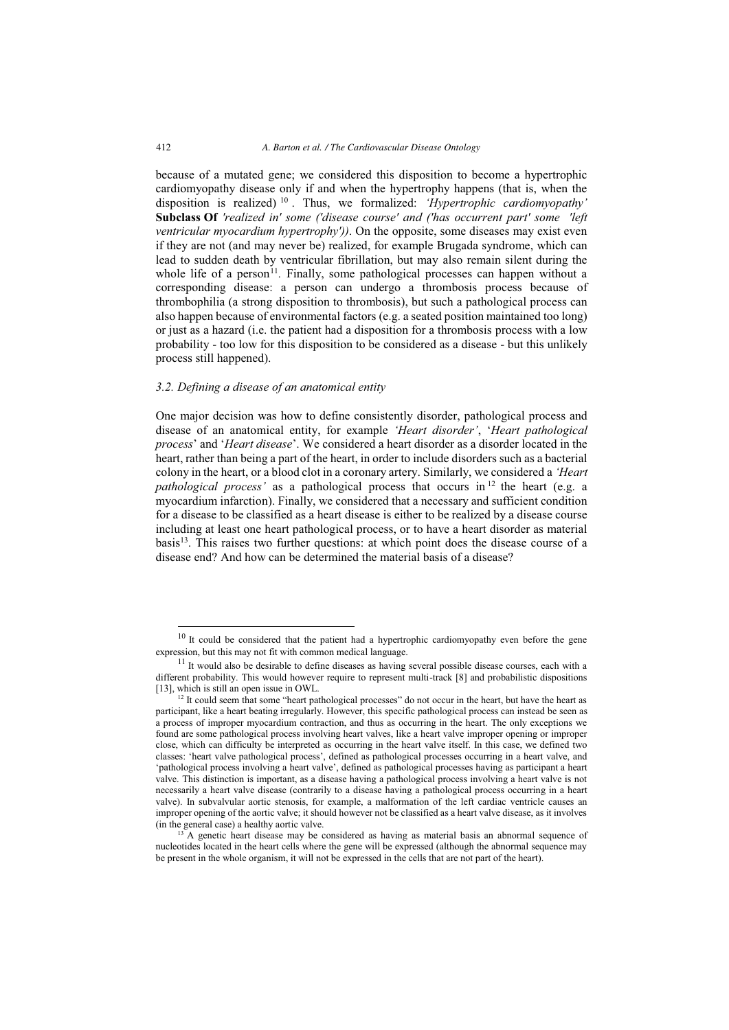because of a mutated gene; we considered this disposition to become a hypertrophic cardiomyopathy disease only if and when the hypertrophy happens (that is, when the disposition is realized) [10]. Thus, we formalized: *'Hypertrophic cardiomyopathy'* **Subclass Of** *'realized in' some ('disease course' and ('has occurrent part' some 'left ventricular myocardium hypertrophy'))*. On the opposite, some diseases may exist even if they are not (and may never be) realized, for example Brugada syndrome, which can lead to sudden death by ventricular fibrillation, but may also remain silent during the whole life of a person[11]. Finally, some pathological processes can happen without a corresponding disease: a person can undergo a thrombosis process because of thrombophilia (a strong disposition to thrombosis), but such a pathological process can also happen because of environmental factors (e.g. a seated position maintained too long) or just as a hazard (i.e. the patient had a disposition for a thrombosis process with a low probability - too low for this disposition to be considered as a disease - but this unlikely process still happened).

### *3.2. Defining a disease of an anatomical entity*

One major decision was how to define consistently disorder, pathological process and disease of an anatomical entity, for example *'Heart disorder'*, '*Heart pathological process*' and '*Heart disease*'. We considered a heart disorder as a disorder located in the heart, rather than being a part of the heart, in order to include disorders such as a bacterial colony in the heart, or a blood clot in a coronary artery. Similarly, we considered a *'Heart pathological process'* as a pathological process that occurs in [12] the heart (e.g. a myocardium infarction). Finally, we considered that a necessary and sufficient condition for a disease to be classified as a heart disease is either to be realized by a disease course including at least one heart pathological process, or to have a heart disorder as material basis[13]. This raises two further questions: at which point does the disease course of a disease end? And how can be determined the material basis of a disease?

---

[10] It could be considered that the patient had a hypertrophic cardiomyopathy even before the gene expression, but this may not fit with common medical language.

[11] It would also be desirable to define diseases as having several possible disease courses, each with a different probability. This would however require to represent multi-track [8] and probabilistic dispositions [13], which is still an open issue in OWL.

[12] It could seem that some "heart pathological processes" do not occur in the heart, but have the heart as participant, like a heart beating irregularly. However, this specific pathological process can instead be seen as a process of improper myocardium contraction, and thus as occurring in the heart. The only exceptions we found are some pathological process involving heart valves, like a heart valve improper opening or improper close, which can difficulty be interpreted as occurring in the heart valve itself. In this case, we defined two classes: 'heart valve pathological process', defined as pathological processes occurring in a heart valve, and 'pathological process involving a heart valve', defined as pathological processes having as participant a heart valve. This distinction is important, as a disease having a pathological process involving a heart valve is not necessarily a heart valve disease (contrarily to a disease having a pathological process occurring in a heart valve). In subvalvular aortic stenosis, for example, a malformation of the left cardiac ventricle causes an improper opening of the aortic valve; it should however not be classified as a heart valve disease, as it involves (in the general case) a healthy aortic valve.

[13] A genetic heart disease may be considered as having as material basis an abnormal sequence of nucleotides located in the heart cells where the gene will be expressed (although the abnormal sequence may be present in the whole organism, it will not be expressed in the cells that are not part of the heart).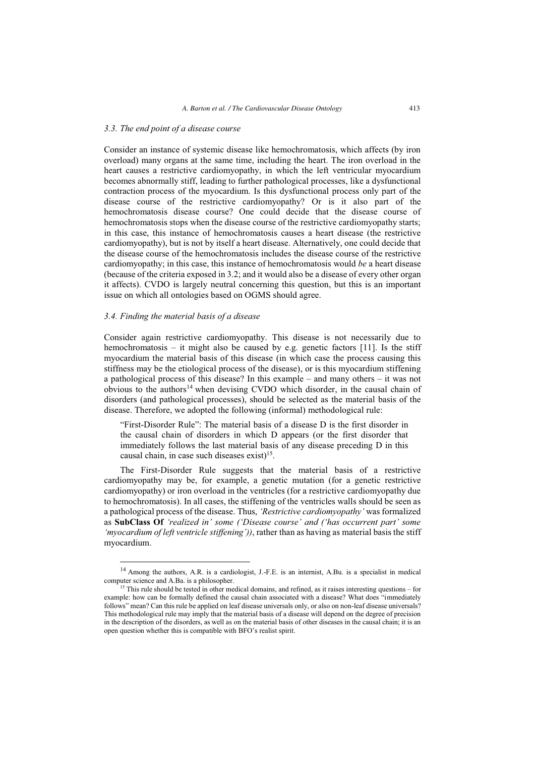### 3.3. The end point of a disease course

Consider an instance of systemic disease like hemochromatosis, which affects (by iron overload) many organs at the same time, including the heart. The iron overload in the heart causes a restrictive cardiomyopathy, in which the left ventricular myocardium becomes abnormally stiff, leading to further pathological processes, like a dysfunctional contraction process of the myocardium. Is this dysfunctional process only part of the disease course of the restrictive cardiomyopathy? Or is it also part of the hemochromatosis disease course? One could decide that the disease course of hemochromatosis stops when the disease course of the restrictive cardiomyopathy starts; in this case, this instance of hemochromatosis causes a heart disease (the restrictive cardiomyopathy), but is not by itself a heart disease. Alternatively, one could decide that the disease course of the hemochromatosis includes the disease course of the restrictive cardiomyopathy; in this case, this instance of hemochromatosis would *be* a heart disease (because of the criteria exposed in 3.2; and it would also be a disease of every other organ it affects). CVDO is largely neutral concerning this question, but this is an important issue on which all ontologies based on OGMS should agree.

### 3.4. Finding the material basis of a disease

Consider again restrictive cardiomyopathy. This disease is not necessarily due to hemochromatosis – it might also be caused by e.g. genetic factors [11]. Is the stiff myocardium the material basis of this disease (in which case the process causing this stiffness may be the etiological process of the disease), or is this myocardium stiffening a pathological process of this disease? In this example – and many others – it was not obvious to the authors[14] when devising CVDO which disorder, in the causal chain of disorders (and pathological processes), should be selected as the material basis of the disease. Therefore, we adopted the following (informal) methodological rule:

> "First-Disorder Rule": The material basis of a disease D is the first disorder in the causal chain of disorders in which D appears (or the first disorder that immediately follows the last material basis of any disease preceding D in this causal chain, in case such diseases exist)[15].

The First-Disorder Rule suggests that the material basis of a restrictive cardiomyopathy may be, for example, a genetic mutation (for a genetic restrictive cardiomyopathy) or iron overload in the ventricles (for a restrictive cardiomyopathy due to hemochromatosis). In all cases, the stiffening of the ventricles walls should be seen as a pathological process of the disease. Thus, *'Restrictive cardiomyopathy'* was formalized as **SubClass Of** *'realized in' some ('Disease course' and ('has occurrent part' some 'myocardium of left ventricle stiffening'))*, rather than as having as material basis the stiff myocardium.

---

[14] Among the authors, A.R. is a cardiologist, J.-F.E. is an internist, A.Bu. is a specialist in medical computer science and A.Ba. is a philosopher.

[15] This rule should be tested in other medical domains, and refined, as it raises interesting questions – for example: how can be formally defined the causal chain associated with a disease? What does "immediately follows" mean? Can this rule be applied on leaf disease universals only, or also on non-leaf disease universals? This methodological rule may imply that the material basis of a disease will depend on the degree of precision in the description of the disorders, as well as on the material basis of other diseases in the causal chain; it is an open question whether this is compatible with BFO's realist spirit.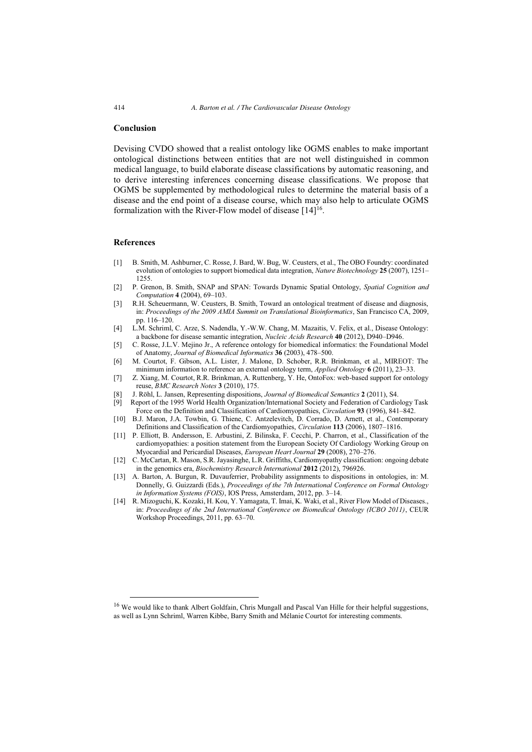## Conclusion

Devising CVDO showed that a realist ontology like OGMS enables to make important ontological distinctions between entities that are not well distinguished in common medical language, to build elaborate disease classifications by automatic reasoning, and to derive interesting inferences concerning disease classifications. We propose that OGMS be supplemented by methodological rules to determine the material basis of a disease and the end point of a disease course, which may also help to articulate OGMS formalization with the River-Flow model of disease [14][16].

## References

- [1] B. Smith, M. Ashburner, C. Rosse, J. Bard, W. Bug, W. Ceusters, et al., The OBO Foundry: coordinated evolution of ontologies to support biomedical data integration, *Nature Biotechnology* **25** (2007), 1251–1255.
- [2] P. Grenon, B. Smith, SNAP and SPAN: Towards Dynamic Spatial Ontology, *Spatial Cognition and Computation* **4** (2004), 69–103.
- [3] R.H. Scheuermann, W. Ceusters, B. Smith, Toward an ontological treatment of disease and diagnosis, in: *Proceedings of the 2009 AMIA Summit on Translational Bioinformatics*, San Francisco CA, 2009, pp. 116–120.
- [4] L.M. Schriml, C. Arze, S. Nadendla, Y.-W.W. Chang, M. Mazaitis, V. Felix, et al., Disease Ontology: a backbone for disease semantic integration, *Nucleic Acids Research* **40** (2012), D940–D946.
- [5] C. Rosse, J.L.V. Mejino Jr., A reference ontology for biomedical informatics: the Foundational Model of Anatomy, *Journal of Biomedical Informatics* **36** (2003), 478–500.
- [6] M. Courtot, F. Gibson, A.L. Lister, J. Malone, D. Schober, R.R. Brinkman, et al., MIREOT: The minimum information to reference an external ontology term, *Applied Ontology* **6** (2011), 23–33.
- [7] Z. Xiang, M. Courtot, R.R. Brinkman, A. Ruttenberg, Y. He, OntoFox: web-based support for ontology reuse, *BMC Research Notes* **3** (2010), 175.
- [8] J. Röhl, L. Jansen, Representing dispositions, *Journal of Biomedical Semantics* **2** (2011), S4.
- [9] Report of the 1995 World Health Organization/International Society and Federation of Cardiology Task Force on the Definition and Classification of Cardiomyopathies, *Circulation* **93** (1996), 841–842.
- [10] B.J. Maron, J.A. Towbin, G. Thiene, C. Antzelevitch, D. Corrado, D. Arnett, et al., Contemporary Definitions and Classification of the Cardiomyopathies, *Circulation* **113** (2006), 1807–1816.
- [11] P. Elliott, B. Andersson, E. Arbustini, Z. Bilinska, F. Cecchi, P. Charron, et al., Classification of the cardiomyopathies: a position statement from the European Society Of Cardiology Working Group on Myocardial and Pericardial Diseases, *European Heart Journal* **29** (2008), 270–276.
- [12] C. McCartan, R. Mason, S.R. Jayasinghe, L.R. Griffiths, Cardiomyopathy classification: ongoing debate in the genomics era, *Biochemistry Research International* **2012** (2012), 796926.
- [13] A. Barton, A. Burgun, R. Duvauferrier, Probability assignments to dispositions in ontologies, in: M. Donnelly, G. Guizzardi (Eds.), *Proceedings of the 7th International Conference on Formal Ontology in Information Systems (FOIS)*, IOS Press, Amsterdam, 2012, pp. 3–14.
- [14] R. Mizoguchi, K. Kozaki, H. Kou, Y. Yamagata, T. Imai, K. Waki, et al., River Flow Model of Diseases., in: *Proceedings of the 2nd International Conference on Biomedical Ontology (ICBO 2011)*, CEUR Workshop Proceedings, 2011, pp. 63–70.

---

[16] We would like to thank Albert Goldfain, Chris Mungall and Pascal Van Hille for their helpful suggestions, as well as Lynn Schriml, Warren Kibbe, Barry Smith and Mélanie Courtot for interesting comments.